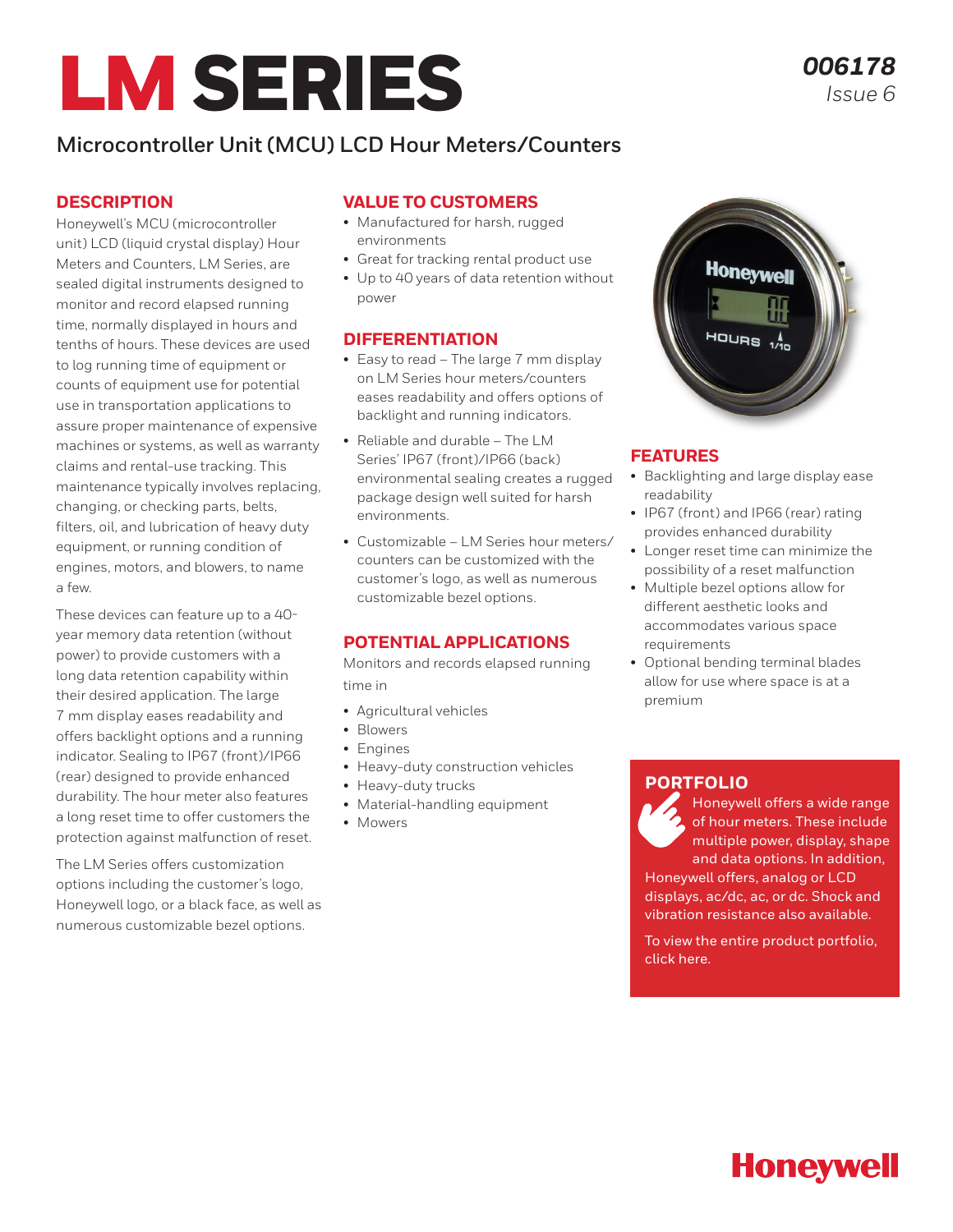# LM SERIES

*006178*
*Issue 6*

## Microcontroller Unit (MCU) LCD Hour Meters/Counters

### DESCRIPTION

Honeywell's MCU (microcontroller unit) LCD (liquid crystal display) Hour Meters and Counters, LM Series, are sealed digital instruments designed to monitor and record elapsed running time, normally displayed in hours and tenths of hours. These devices are used to log running time of equipment or counts of equipment use for potential use in transportation applications to assure proper maintenance of expensive machines or systems, as well as warranty claims and rental-use tracking. This maintenance typically involves replacing, changing, or checking parts, belts, filters, oil, and lubrication of heavy duty equipment, or running condition of engines, motors, and blowers, to name a few.

These devices can feature up to a 40-year memory data retention (without power) to provide customers with a long data retention capability within their desired application. The large 7 mm display eases readability and offers backlight options and a running indicator. Sealing to IP67 (front)/IP66 (rear) designed to provide enhanced durability. The hour meter also features a long reset time to offer customers the protection against malfunction of reset.

The LM Series offers customization options including the customer's logo, Honeywell logo, or a black face, as well as numerous customizable bezel options.

### VALUE TO CUSTOMERS

- Manufactured for harsh, rugged environments
- Great for tracking rental product use
- Up to 40 years of data retention without power

### DIFFERENTIATION

- Easy to read – The large 7 mm display on LM Series hour meters/counters eases readability and offers options of backlight and running indicators.
- Reliable and durable – The LM Series' IP67 (front)/IP66 (back) environmental sealing creates a rugged package design well suited for harsh environments.
- Customizable – LM Series hour meters/counters can be customized with the customer's logo, as well as numerous customizable bezel options.

### POTENTIAL APPLICATIONS

Monitors and records elapsed running time in

- Agricultural vehicles
- Blowers
- Engines
- Heavy-duty construction vehicles
- Heavy-duty trucks
- Material-handling equipment
- Mowers

### FEATURES

- Backlighting and large display ease readability
- IP67 (front) and IP66 (rear) rating provides enhanced durability
- Longer reset time can minimize the possibility of a reset malfunction
- Multiple bezel options allow for different aesthetic looks and accommodates various space requirements
- Optional bending terminal blades allow for use where space is at a premium

### PORTFOLIO

Honeywell offers a wide range of hour meters. These include multiple power, display, shape and data options. In addition, Honeywell offers, analog or LCD displays, ac/dc, ac, or dc. Shock and vibration resistance also available.

To view the entire product portfolio, click here.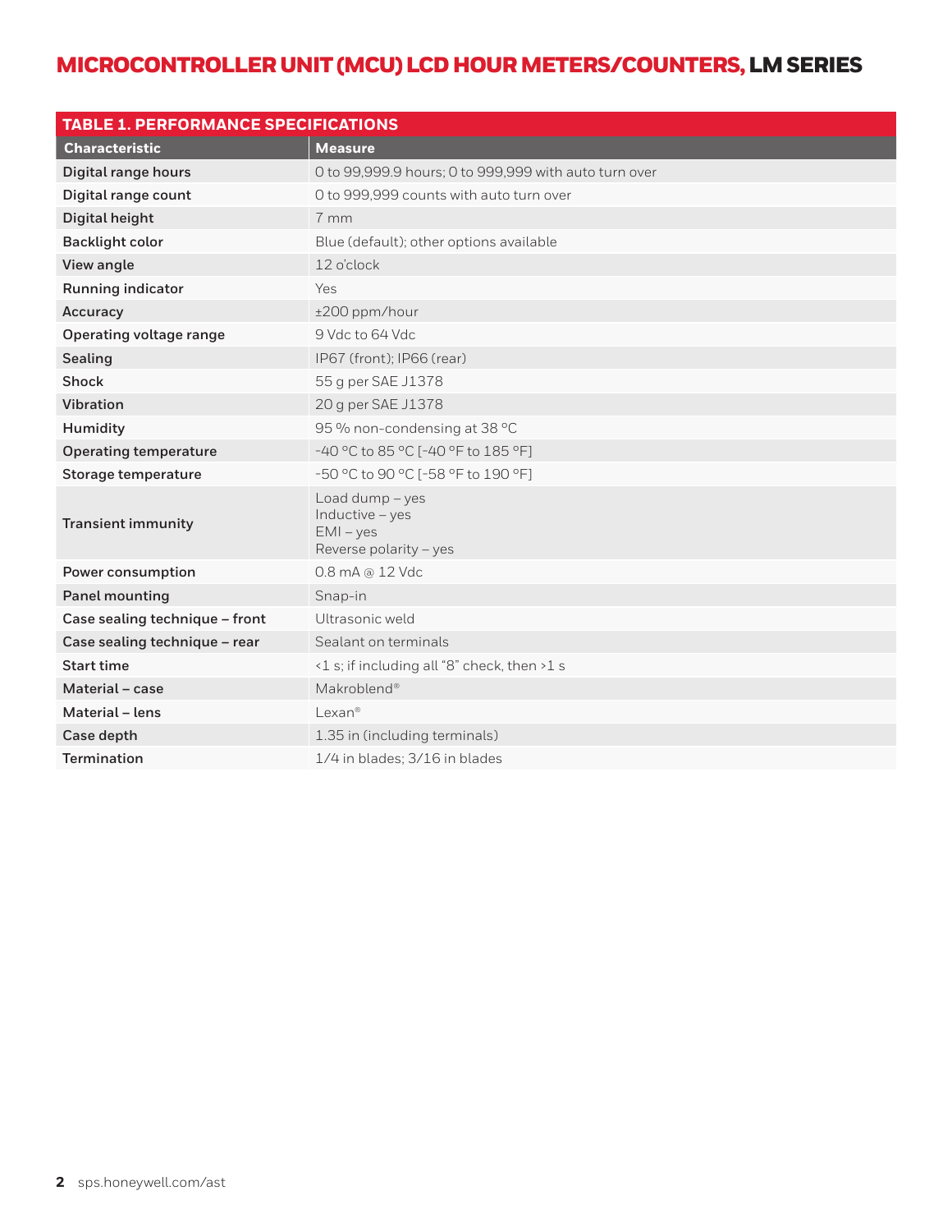# MICROCONTROLLER UNIT (MCU) LCD HOUR METERS/COUNTERS, LM SERIES

**TABLE 1. PERFORMANCE SPECIFICATIONS**

| Characteristic | Measure |
|---|---|
| Digital range hours | 0 to 99,999.9 hours; 0 to 999,999 with auto turn over |
| Digital range count | 0 to 999,999 counts with auto turn over |
| Digital height | 7 mm |
| Backlight color | Blue (default); other options available |
| View angle | 12 o'clock |
| Running indicator | Yes |
| Accuracy | ±200 ppm/hour |
| Operating voltage range | 9 Vdc to 64 Vdc |
| Sealing | IP67 (front); IP66 (rear) |
| Shock | 55 g per SAE J1378 |
| Vibration | 20 g per SAE J1378 |
| Humidity | 95 % non-condensing at 38 °C |
| Operating temperature | -40 °C to 85 °C [-40 °F to 185 °F] |
| Storage temperature | -50 °C to 90 °C [-58 °F to 190 °F] |
| Transient immunity | Load dump – yes<br>Inductive – yes<br>EMI – yes<br>Reverse polarity – yes |
| Power consumption | 0.8 mA @ 12 Vdc |
| Panel mounting | Snap-in |
| Case sealing technique – front | Ultrasonic weld |
| Case sealing technique – rear | Sealant on terminals |
| Start time | <1 s; if including all "8" check, then >1 s |
| Material – case | Makroblend® |
| Material – lens | Lexan® |
| Case depth | 1.35 in (including terminals) |
| Termination | 1/4 in blades; 3/16 in blades |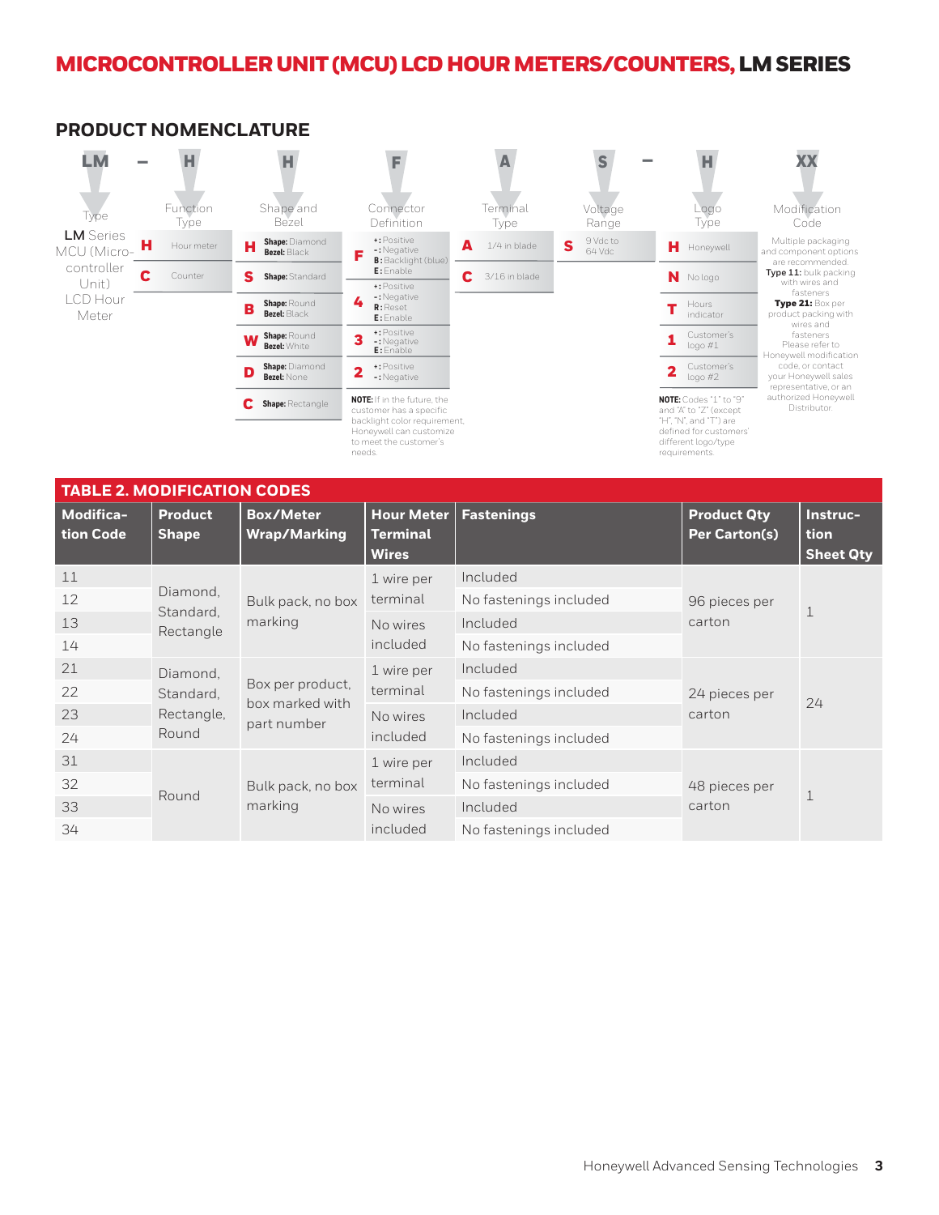# MICROCONTROLLER UNIT (MCU) LCD HOUR METERS/COUNTERS, LM SERIES

## PRODUCT NOMENCLATURE

LM – H H F A S – H XX

**Type**

LM Series MCU (Microcontroller Unit) LCD Hour Meter

**Function Type**

| Code | Description |
|---|---|
| H | Hour meter |
| C | Counter |

**Shape and Bezel**

| Code | Description |
|---|---|
| H | **Shape:** Diamond **Bezel:** Black |
| S | **Shape:** Standard |
| B | **Shape:** Round **Bezel:** Black |
| W | **Shape:** Round **Bezel:** White |
| D | **Shape:** Diamond **Bezel:** None |
| C | **Shape:** Rectangle |

**Connector Definition**

| Code | Description |
|---|---|
| F | **+:** Positive **-:** Negative **B:** Backlight (blue) **E:** Enable |
| 4 | **+:** Positive **-:** Negative **R:** Reset **E:** Enable |
| 3 | **+:** Positive **-:** Negative **E:** Enable |
| 2 | **+:** Positive **-:** Negative |

**NOTE:** If in the future, the customer has a specific backlight color requirement, Honeywell can customize to meet the customer's needs.

**Terminal Type**

| Code | Description |
|---|---|
| A | 1/4 in blade |
| C | 3/16 in blade |

**Voltage Range**

| Code | Description |
|---|---|
| S | 9 Vdc to 64 Vdc |

**Logo Type**

| Code | Description |
|---|---|
| H | Honeywell |
| N | No logo |
| T | Hours indicator |
| 1 | Customer's logo #1 |
| 2 | Customer's logo #2 |

**NOTE:** Codes "1" to "9" and "A" to "Z" (except "H", "N", and "T") are defined for customers' different logo/type requirements.

**Modification Code**

Multiple packaging and component options are recommended.
**Type 11:** bulk packing with wires and fasteners
**Type 21:** Box per product packing with wires and fasteners
Please refer to Honeywell modification code, or contact your Honeywell sales representative, or an authorized Honeywell Distributor.

## TABLE 2. MODIFICATION CODES

| Modification Code | Product Shape | Box/Meter Wrap/Marking | Hour Meter Terminal Wires | Fastenings | Product Qty Per Carton(s) | Instruction Sheet Qty |
|---|---|---|---|---|---|---|
| 11 | Diamond, Standard, Rectangle | Bulk pack, no box marking | 1 wire per terminal | Included | 96 pieces per carton | 1 |
| 12 | | | | No fastenings included | | |
| 13 | | | No wires included | Included | | |
| 14 | | | | No fastenings included | | |
| 21 | Diamond, Standard, Rectangle, Round | Box per product, box marked with part number | 1 wire per terminal | Included | 24 pieces per carton | 24 |
| 22 | | | | No fastenings included | | |
| 23 | | | No wires included | Included | | |
| 24 | | | | No fastenings included | | |
| 31 | Round | Bulk pack, no box marking | 1 wire per terminal | Included | 48 pieces per carton | 1 |
| 32 | | | | No fastenings included | | |
| 33 | | | No wires included | Included | | |
| 34 | | | | No fastenings included | | |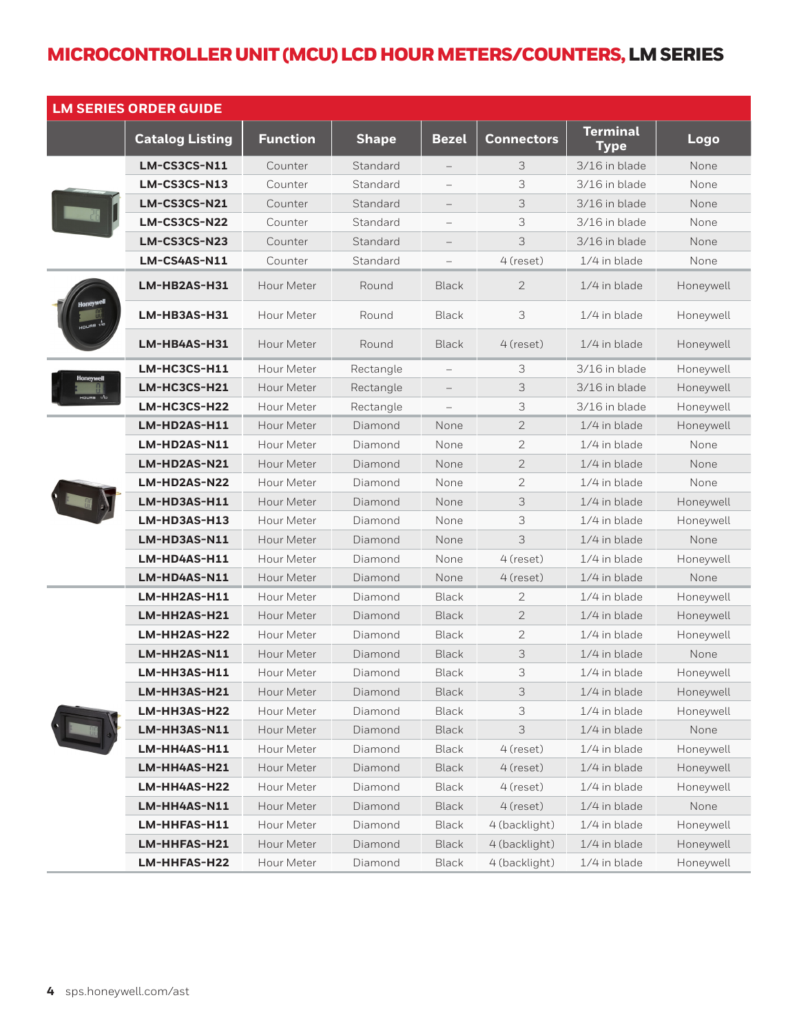# MICROCONTROLLER UNIT (MCU) LCD HOUR METERS/COUNTERS, LM SERIES

| LM SERIES ORDER GUIDE | | | | | | | |
|---|---|---|---|---|---|---|---|
| | **Catalog Listing** | **Function** | **Shape** | **Bezel** | **Connectors** | **Terminal Type** | **Logo** |
| | **LM-CS3CS-N11** | Counter | Standard | – | 3 | 3/16 in blade | None |
| | **LM-CS3CS-N13** | Counter | Standard | – | 3 | 3/16 in blade | None |
| | **LM-CS3CS-N21** | Counter | Standard | – | 3 | 3/16 in blade | None |
| | **LM-CS3CS-N22** | Counter | Standard | – | 3 | 3/16 in blade | None |
| | **LM-CS3CS-N23** | Counter | Standard | – | 3 | 3/16 in blade | None |
| | **LM-CS4AS-N11** | Counter | Standard | – | 4 (reset) | 1/4 in blade | None |
| | **LM-HB2AS-H31** | Hour Meter | Round | Black | 2 | 1/4 in blade | Honeywell |
| | **LM-HB3AS-H31** | Hour Meter | Round | Black | 3 | 1/4 in blade | Honeywell |
| | **LM-HB4AS-H31** | Hour Meter | Round | Black | 4 (reset) | 1/4 in blade | Honeywell |
| | **LM-HC3CS-H11** | Hour Meter | Rectangle | – | 3 | 3/16 in blade | Honeywell |
| | **LM-HC3CS-H21** | Hour Meter | Rectangle | – | 3 | 3/16 in blade | Honeywell |
| | **LM-HC3CS-H22** | Hour Meter | Rectangle | – | 3 | 3/16 in blade | Honeywell |
| | **LM-HD2AS-H11** | Hour Meter | Diamond | None | 2 | 1/4 in blade | Honeywell |
| | **LM-HD2AS-N11** | Hour Meter | Diamond | None | 2 | 1/4 in blade | None |
| | **LM-HD2AS-N21** | Hour Meter | Diamond | None | 2 | 1/4 in blade | None |
| | **LM-HD2AS-N22** | Hour Meter | Diamond | None | 2 | 1/4 in blade | None |
| | **LM-HD3AS-H11** | Hour Meter | Diamond | None | 3 | 1/4 in blade | Honeywell |
| | **LM-HD3AS-H13** | Hour Meter | Diamond | None | 3 | 1/4 in blade | Honeywell |
| | **LM-HD3AS-N11** | Hour Meter | Diamond | None | 3 | 1/4 in blade | None |
| | **LM-HD4AS-H11** | Hour Meter | Diamond | None | 4 (reset) | 1/4 in blade | Honeywell |
| | **LM-HD4AS-N11** | Hour Meter | Diamond | None | 4 (reset) | 1/4 in blade | None |
| | **LM-HH2AS-H11** | Hour Meter | Diamond | Black | 2 | 1/4 in blade | Honeywell |
| | **LM-HH2AS-H21** | Hour Meter | Diamond | Black | 2 | 1/4 in blade | Honeywell |
| | **LM-HH2AS-H22** | Hour Meter | Diamond | Black | 2 | 1/4 in blade | Honeywell |
| | **LM-HH2AS-N11** | Hour Meter | Diamond | Black | 3 | 1/4 in blade | None |
| | **LM-HH3AS-H11** | Hour Meter | Diamond | Black | 3 | 1/4 in blade | Honeywell |
| | **LM-HH3AS-H21** | Hour Meter | Diamond | Black | 3 | 1/4 in blade | Honeywell |
| | **LM-HH3AS-H22** | Hour Meter | Diamond | Black | 3 | 1/4 in blade | Honeywell |
| | **LM-HH3AS-N11** | Hour Meter | Diamond | Black | 3 | 1/4 in blade | None |
| | **LM-HH4AS-H11** | Hour Meter | Diamond | Black | 4 (reset) | 1/4 in blade | Honeywell |
| | **LM-HH4AS-H21** | Hour Meter | Diamond | Black | 4 (reset) | 1/4 in blade | Honeywell |
| | **LM-HH4AS-H22** | Hour Meter | Diamond | Black | 4 (reset) | 1/4 in blade | Honeywell |
| | **LM-HH4AS-N11** | Hour Meter | Diamond | Black | 4 (reset) | 1/4 in blade | None |
| | **LM-HHFAS-H11** | Hour Meter | Diamond | Black | 4 (backlight) | 1/4 in blade | Honeywell |
| | **LM-HHFAS-H21** | Hour Meter | Diamond | Black | 4 (backlight) | 1/4 in blade | Honeywell |
| | **LM-HHFAS-H22** | Hour Meter | Diamond | Black | 4 (backlight) | 1/4 in blade | Honeywell |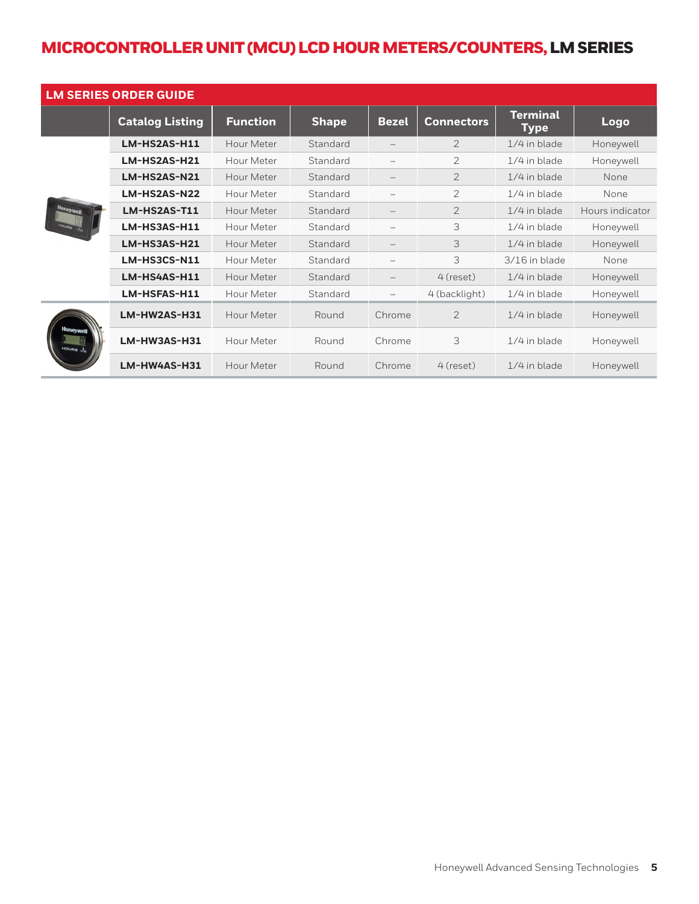# MICROCONTROLLER UNIT (MCU) LCD HOUR METERS/COUNTERS, LM SERIES

## LM SERIES ORDER GUIDE

| | Catalog Listing | Function | Shape | Bezel | Connectors | Terminal Type | Logo |
|---|---|---|---|---|---|---|---|
| | **LM-HS2AS-H11** | Hour Meter | Standard | – | 2 | 1/4 in blade | Honeywell |
| | **LM-HS2AS-H21** | Hour Meter | Standard | – | 2 | 1/4 in blade | Honeywell |
| | **LM-HS2AS-N21** | Hour Meter | Standard | – | 2 | 1/4 in blade | None |
| | **LM-HS2AS-N22** | Hour Meter | Standard | – | 2 | 1/4 in blade | None |
| | **LM-HS2AS-T11** | Hour Meter | Standard | – | 2 | 1/4 in blade | Hours indicator |
| | **LM-HS3AS-H11** | Hour Meter | Standard | – | 3 | 1/4 in blade | Honeywell |
| | **LM-HS3AS-H21** | Hour Meter | Standard | – | 3 | 1/4 in blade | Honeywell |
| | **LM-HS3CS-N11** | Hour Meter | Standard | – | 3 | 3/16 in blade | None |
| | **LM-HS4AS-H11** | Hour Meter | Standard | – | 4 (reset) | 1/4 in blade | Honeywell |
| | **LM-HSFAS-H11** | Hour Meter | Standard | – | 4 (backlight) | 1/4 in blade | Honeywell |
| | **LM-HW2AS-H31** | Hour Meter | Round | Chrome | 2 | 1/4 in blade | Honeywell |
| | **LM-HW3AS-H31** | Hour Meter | Round | Chrome | 3 | 1/4 in blade | Honeywell |
| | **LM-HW4AS-H31** | Hour Meter | Round | Chrome | 4 (reset) | 1/4 in blade | Honeywell |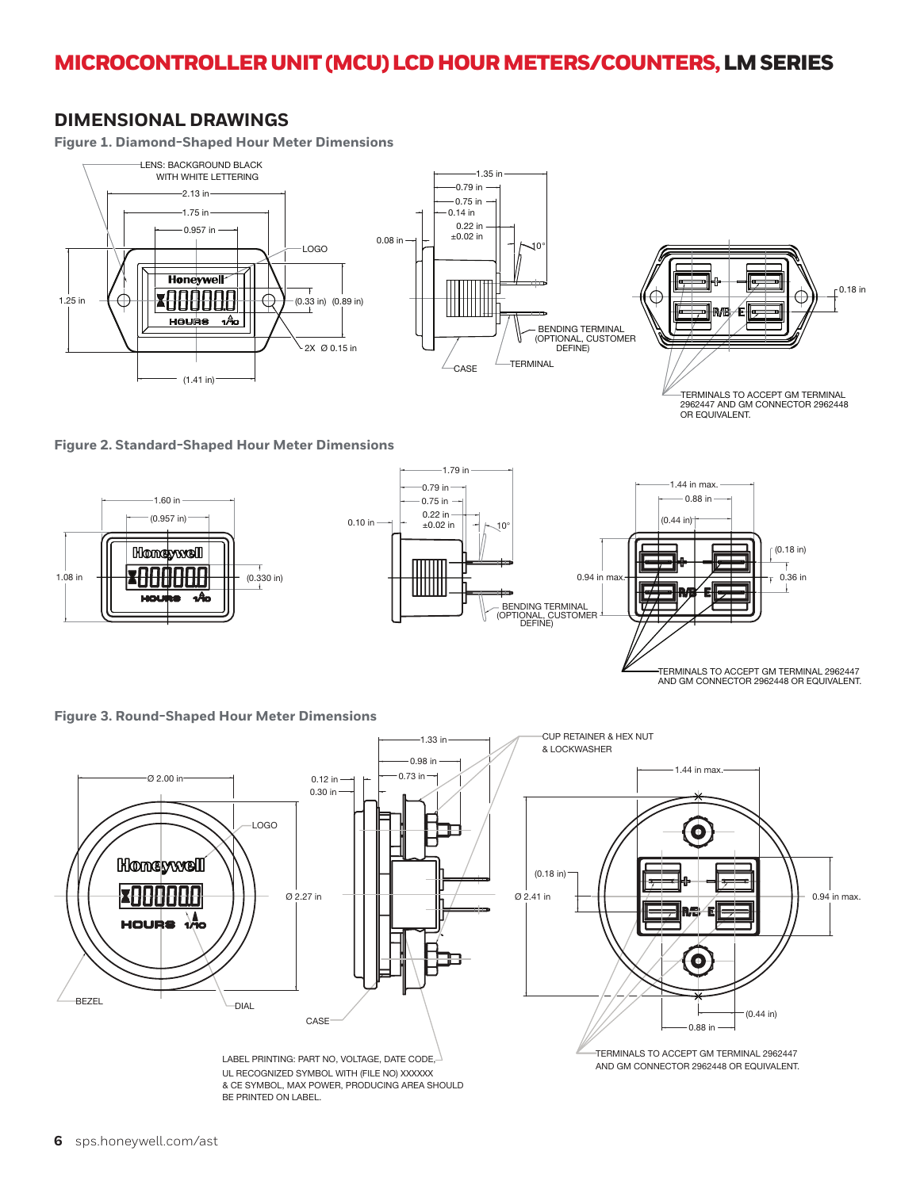# MICROCONTROLLER UNIT (MCU) LCD HOUR METERS/COUNTERS, LM SERIES

## DIMENSIONAL DRAWINGS

**Figure 1. Diamond-Shaped Hour Meter Dimensions**

LENS: BACKGROUND BLACK WITH WHITE LETTERING

2.13 in
1.75 in
0.957 in
LOGO
1.25 in
(0.33 in) (0.89 in)
2X Ø 0.15 in
(1.41 in)

1.35 in
0.79 in
0.75 in
0.14 in
0.22 in ±0.02 in
0.08 in
10°
BENDING TERMINAL (OPTIONAL, CUSTOMER DEFINE)
CASE
TERMINAL

0.18 in
TERMINALS TO ACCEPT GM TERMINAL 2962447 AND GM CONNECTOR 2962448 OR EQUIVALENT.

**Figure 2. Standard-Shaped Hour Meter Dimensions**

1.60 in
(0.957 in)
1.08 in
(0.330 in)

1.79 in
0.79 in
0.75 in
0.22 in ±0.02 in
0.10 in
10°
BENDING TERMINAL (OPTIONAL, CUSTOMER DEFINE)

1.44 in max.
0.88 in
(0.44 in)
(0.18 in)
0.94 in max.
0.36 in
TERMINALS TO ACCEPT GM TERMINAL 2962447 AND GM CONNECTOR 2962448 OR EQUIVALENT.

**Figure 3. Round-Shaped Hour Meter Dimensions**

Ø 2.00 in
LOGO
Ø 2.27 in
BEZEL
DIAL

1.33 in
0.98 in
0.73 in
0.12 in
0.30 in
CUP RETAINER & HEX NUT & LOCKWASHER
CASE
LABEL PRINTING: PART NO, VOLTAGE, DATE CODE, UL RECOGNIZED SYMBOL WITH (FILE NO) XXXXXX & CE SYMBOL, MAX POWER, PRODUCING AREA SHOULD BE PRINTED ON LABEL.

1.44 in max.
(0.18 in)
Ø 2.41 in
0.94 in max.
(0.44 in)
0.88 in
TERMINALS TO ACCEPT GM TERMINAL 2962447 AND GM CONNECTOR 2962448 OR EQUIVALENT.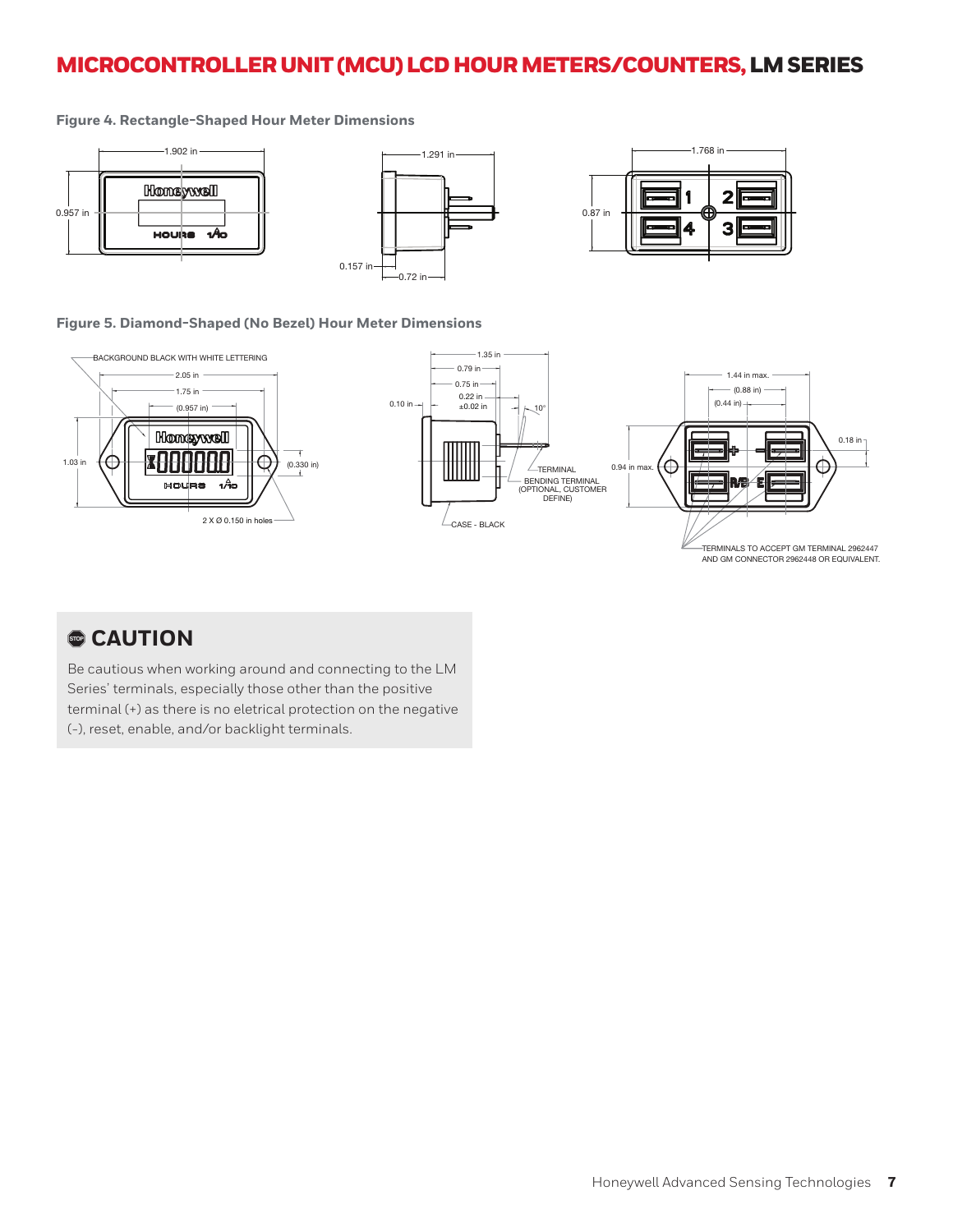# MICROCONTROLLER UNIT (MCU) LCD HOUR METERS/COUNTERS, LM SERIES

**Figure 4. Rectangle-Shaped Hour Meter Dimensions**

**Figure 5. Diamond-Shaped (No Bezel) Hour Meter Dimensions**

## CAUTION

Be cautious when working around and connecting to the LM Series' terminals, especially those other than the positive terminal (+) as there is no eletrical protection on the negative (-), reset, enable, and/or backlight terminals.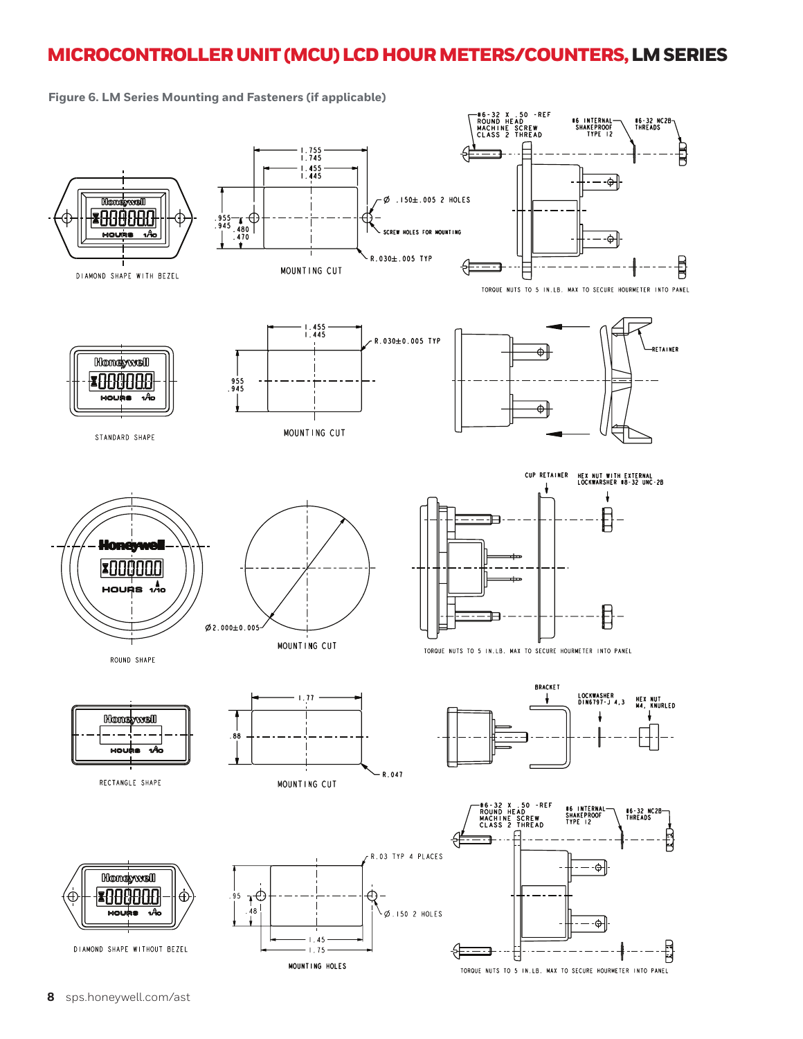# MICROCONTROLLER UNIT (MCU) LCD HOUR METERS/COUNTERS, LM SERIES

**Figure 6. LM Series Mounting and Fasteners (if applicable)**

DIAMOND SHAPE WITH BEZEL

MOUNTING CUT

1.755 / 1.745

1.455 / 1.445

.955 / .945

.480 / .470

Ø .150±.005 2 HOLES

SCREW HOLES FOR MOUNTING

R.030±.005 TYP

#6-32 X .50 -REF ROUND HEAD MACHINE SCREW CLASS 2 THREAD

#6 INTERNAL SHAKEPROOF TYPE 12

#6-32 NC2B THREADS

TORQUE NUTS TO 5 IN.LB. MAX TO SECURE HOURMETER INTO PANEL

STANDARD SHAPE

MOUNTING CUT

1.455 / 1.445

R.030±0.005 TYP

.955 / .945

RETAINER

ROUND SHAPE

MOUNTING CUT

Ø2.000±0.005

CUP RETAINER

HEX NUT WITH EXTERNAL LOCKWARSHER #8-32 UNC-2B

TORQUE NUTS TO 5 IN.LB. MAX TO SECURE HOURMETER INTO PANEL

RECTANGLE SHAPE

MOUNTING CUT

1.77

.88

R.047

BRACKET

LOCKWASHER DIN6797-J 4,3

HEX NUT M4, KNURLED

DIAMOND SHAPE WITHOUT BEZEL

MOUNTING HOLES

R.03 TYP 4 PLACES

.95

.48

Ø .150 2 HOLES

1.45

1.75

#6-32 X .50 -REF ROUND HEAD MACHINE SCREW CLASS 2 THREAD

#6 INTERNAL SHAKEPROOF TYPE 12

#6-32 NC2B THREADS

TORQUE NUTS TO 5 IN.LB. MAX TO SECURE HOURMETER INTO PANEL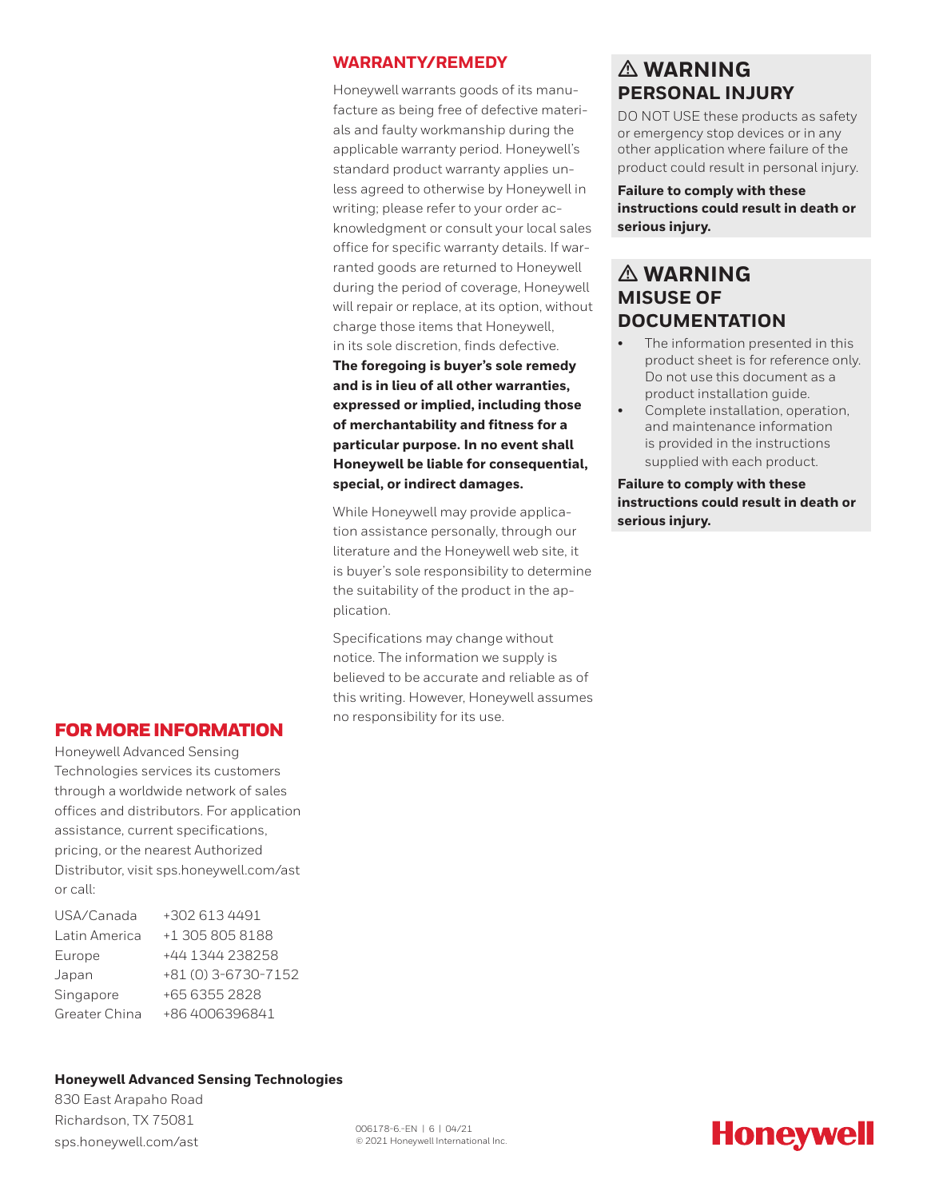## WARRANTY/REMEDY

Honeywell warrants goods of its manufacture as being free of defective materials and faulty workmanship during the applicable warranty period. Honeywell's standard product warranty applies unless agreed to otherwise by Honeywell in writing; please refer to your order acknowledgment or consult your local sales office for specific warranty details. If warranted goods are returned to Honeywell during the period of coverage, Honeywell will repair or replace, at its option, without charge those items that Honeywell, in its sole discretion, finds defective. **The foregoing is buyer's sole remedy and is in lieu of all other warranties, expressed or implied, including those of merchantability and fitness for a particular purpose. In no event shall Honeywell be liable for consequential, special, or indirect damages.**

While Honeywell may provide application assistance personally, through our literature and the Honeywell web site, it is buyer's sole responsibility to determine the suitability of the product in the application.

Specifications may change without notice. The information we supply is believed to be accurate and reliable as of this writing. However, Honeywell assumes no responsibility for its use.

## ⚠ WARNING PERSONAL INJURY

DO NOT USE these products as safety or emergency stop devices or in any other application where failure of the product could result in personal injury.

**Failure to comply with these instructions could result in death or serious injury.**

## ⚠ WARNING MISUSE OF DOCUMENTATION

- The information presented in this product sheet is for reference only. Do not use this document as a product installation guide.
- Complete installation, operation, and maintenance information is provided in the instructions supplied with each product.

**Failure to comply with these instructions could result in death or serious injury.**

## FOR MORE INFORMATION

Honeywell Advanced Sensing Technologies services its customers through a worldwide network of sales offices and distributors. For application assistance, current specifications, pricing, or the nearest Authorized Distributor, visit sps.honeywell.com/ast or call:

| | |
|---|---|
| USA/Canada | +302 613 4491 |
| Latin America | +1 305 805 8188 |
| Europe | +44 1344 238258 |
| Japan | +81 (0) 3-6730-7152 |
| Singapore | +65 6355 2828 |
| Greater China | +86 4006396841 |

**Honeywell Advanced Sensing Technologies**
830 East Arapaho Road
Richardson, TX 75081
sps.honeywell.com/ast

006178-6-EN | 6 | 04/21
© 2021 Honeywell International Inc.

Honeywell